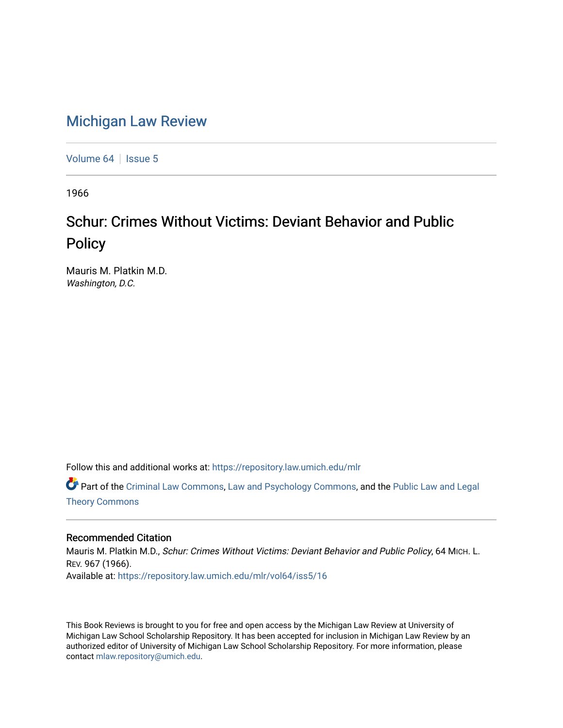# Michigan Law Review

Volume 64 | Issue 5

1966

## Schur: Crimes Without Victims: Deviant Behavior and Public Policy

Mauris M. Platkin M.D.
*Washington, D.C.*

Follow this and additional works at: https://repository.law.umich.edu/mlr

Part of the Criminal Law Commons, Law and Psychology Commons, and the Public Law and Legal Theory Commons

### Recommended Citation

Mauris M. Platkin M.D., *Schur: Crimes Without Victims: Deviant Behavior and Public Policy*, 64 MICH. L. REV. 967 (1966).
Available at: https://repository.law.umich.edu/mlr/vol64/iss5/16

This Book Reviews is brought to you for free and open access by the Michigan Law Review at University of Michigan Law School Scholarship Repository. It has been accepted for inclusion in Michigan Law Review by an authorized editor of University of Michigan Law School Scholarship Repository. For more information, please contact mlaw.repository@umich.edu.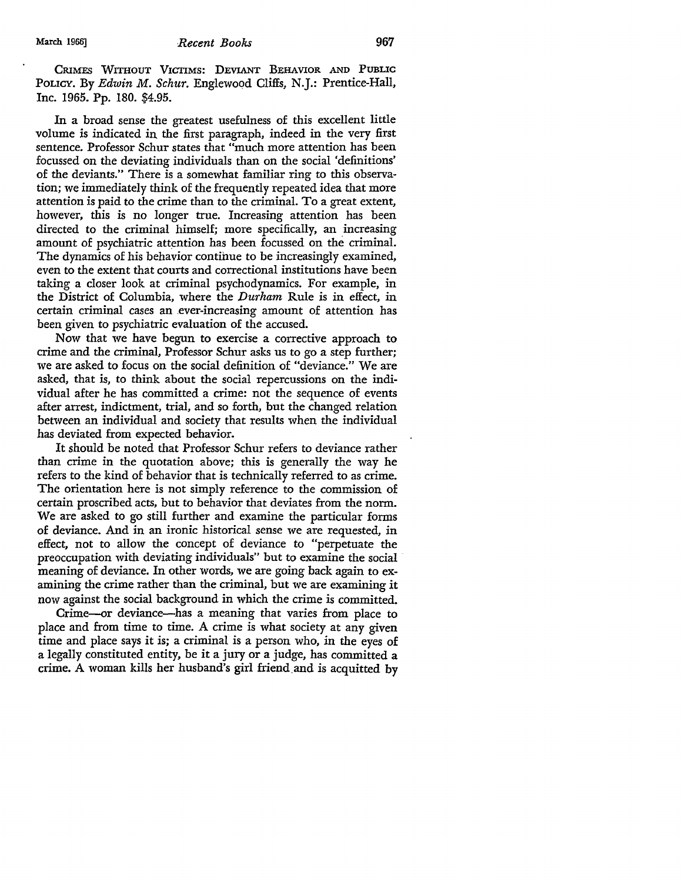CRIMES WITHOUT VICTIMS: DEVIANT BEHAVIOR AND PUBLIC POLICY. By *Edwin M. Schur.* Englewood Cliffs, N.J.: Prentice-Hall, Inc. 1965. Pp. 180. $4.95.

In a broad sense the greatest usefulness of this excellent little volume is indicated in the first paragraph, indeed in the very first sentence. Professor Schur states that "much more attention has been focussed on the deviating individuals than on the social 'definitions' of the deviants." There is a somewhat familiar ring to this observation; we immediately think of the frequently repeated idea that more attention is paid to the crime than to the criminal. To a great extent, however, this is no longer true. Increasing attention has been directed to the criminal himself; more specifically, an increasing amount of psychiatric attention has been focussed on the criminal. The dynamics of his behavior continue to be increasingly examined, even to the extent that courts and correctional institutions have been taking a closer look at criminal psychodynamics. For example, in the District of Columbia, where the *Durham* Rule is in effect, in certain criminal cases an ever-increasing amount of attention has been given to psychiatric evaluation of the accused.

Now that we have begun to exercise a corrective approach to crime and the criminal, Professor Schur asks us to go a step further; we are asked to focus on the social definition of "deviance." We are asked, that is, to think about the social repercussions on the individual after he has committed a crime: not the sequence of events after arrest, indictment, trial, and so forth, but the changed relation between an individual and society that results when the individual has deviated from expected behavior.

It should be noted that Professor Schur refers to deviance rather than crime in the quotation above; this is generally the way he refers to the kind of behavior that is technically referred to as crime. The orientation here is not simply reference to the commission of certain proscribed acts, but to behavior that deviates from the norm. We are asked to go still further and examine the particular forms of deviance. And in an ironic historical sense we are requested, in effect, not to allow the concept of deviance to "perpetuate the preoccupation with deviating individuals" but to examine the social meaning of deviance. In other words, we are going back again to examining the crime rather than the criminal, but we are examining it now against the social background in which the crime is committed.

Crime—or deviance—has a meaning that varies from place to place and from time to time. A crime is what society at any given time and place says it is; a criminal is a person who, in the eyes of a legally constituted entity, be it a jury or a judge, has committed a crime. A woman kills her husband's girl friend and is acquitted by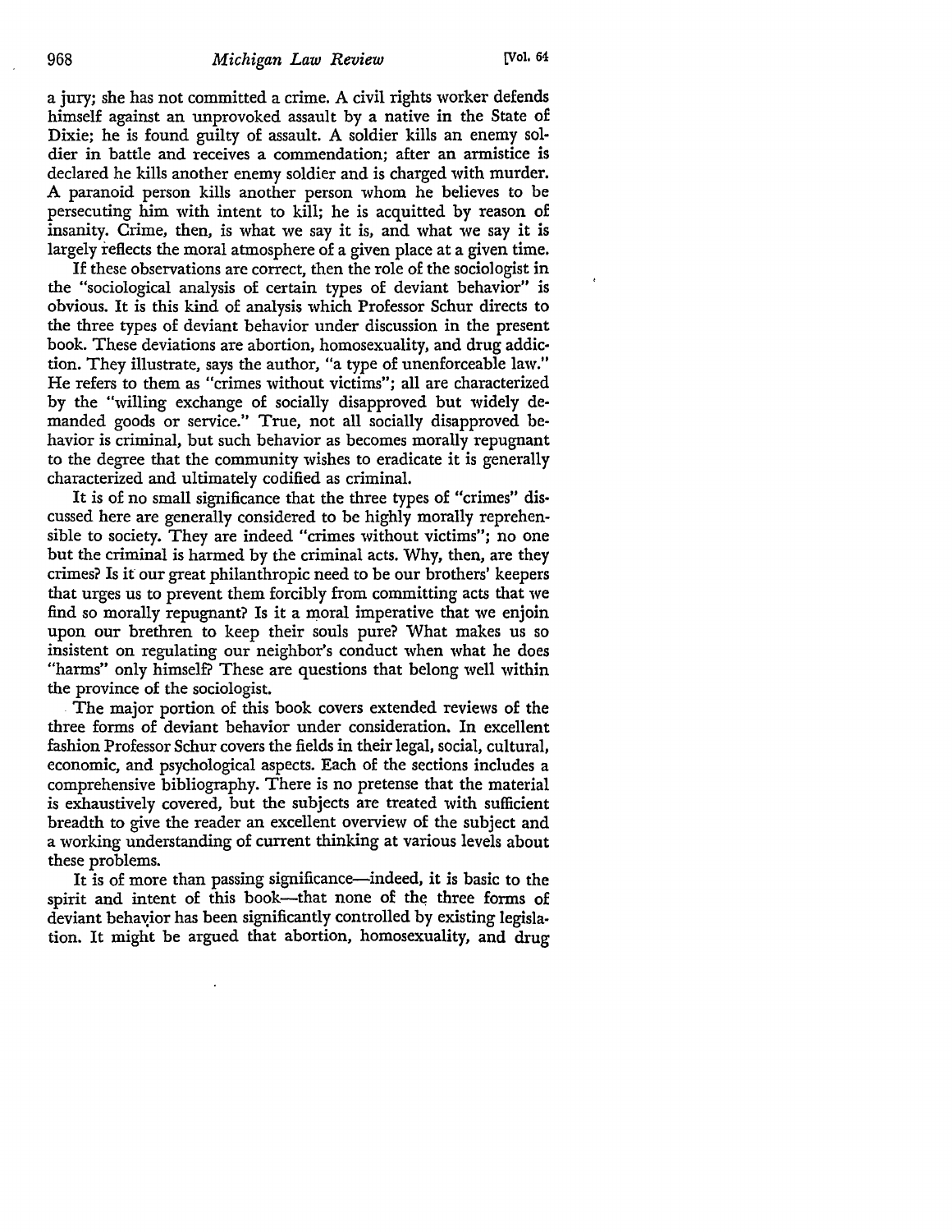a jury; she has not committed a crime. A civil rights worker defends himself against an unprovoked assault by a native in the State of Dixie; he is found guilty of assault. A soldier kills an enemy soldier in battle and receives a commendation; after an armistice is declared he kills another enemy soldier and is charged with murder. A paranoid person kills another person whom he believes to be persecuting him with intent to kill; he is acquitted by reason of insanity. Crime, then, is what we say it is, and what we say it is largely reflects the moral atmosphere of a given place at a given time.

If these observations are correct, then the role of the sociologist in the "sociological analysis of certain types of deviant behavior" is obvious. It is this kind of analysis which Professor Schur directs to the three types of deviant behavior under discussion in the present book. These deviations are abortion, homosexuality, and drug addiction. They illustrate, says the author, "a type of unenforceable law." He refers to them as "crimes without victims"; all are characterized by the "willing exchange of socially disapproved but widely demanded goods or service." True, not all socially disapproved behavior is criminal, but such behavior as becomes morally repugnant to the degree that the community wishes to eradicate it is generally characterized and ultimately codified as criminal.

It is of no small significance that the three types of "crimes" discussed here are generally considered to be highly morally reprehensible to society. They are indeed "crimes without victims"; no one but the criminal is harmed by the criminal acts. Why, then, are they crimes? Is it our great philanthropic need to be our brothers' keepers that urges us to prevent them forcibly from committing acts that we find so morally repugnant? Is it a moral imperative that we enjoin upon our brethren to keep their souls pure? What makes us so insistent on regulating our neighbor's conduct when what he does "harms" only himself? These are questions that belong well within the province of the sociologist.

The major portion of this book covers extended reviews of the three forms of deviant behavior under consideration. In excellent fashion Professor Schur covers the fields in their legal, social, cultural, economic, and psychological aspects. Each of the sections includes a comprehensive bibliography. There is no pretense that the material is exhaustively covered, but the subjects are treated with sufficient breadth to give the reader an excellent overview of the subject and a working understanding of current thinking at various levels about these problems.

It is of more than passing significance—indeed, it is basic to the spirit and intent of this book—that none of the three forms of deviant behavior has been significantly controlled by existing legislation. It might be argued that abortion, homosexuality, and drug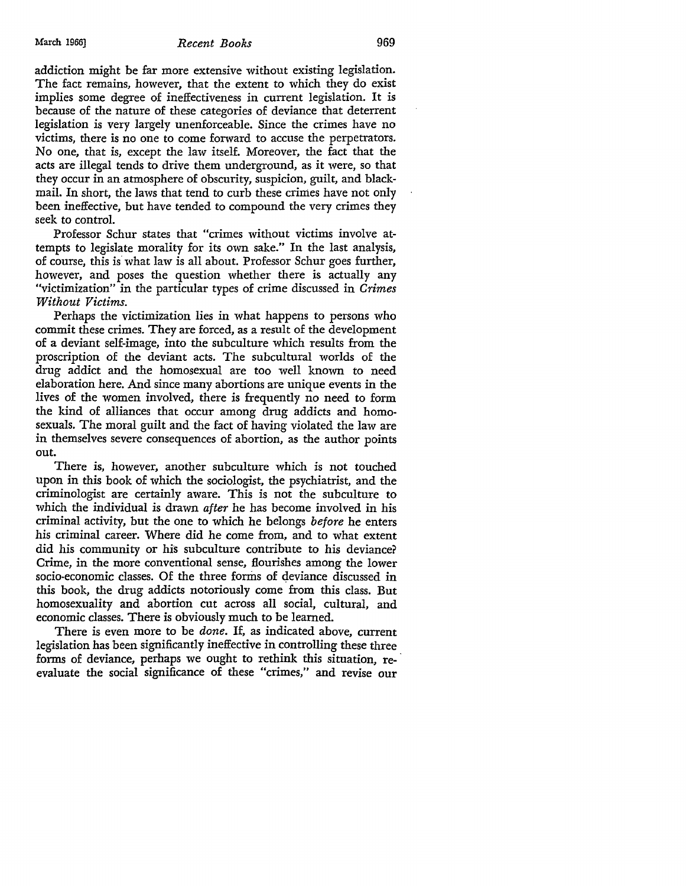addiction might be far more extensive without existing legislation. The fact remains, however, that the extent to which they do exist implies some degree of ineffectiveness in current legislation. It is because of the nature of these categories of deviance that deterrent legislation is very largely unenforceable. Since the crimes have no victims, there is no one to come forward to accuse the perpetrators. No one, that is, except the law itself. Moreover, the fact that the acts are illegal tends to drive them underground, as it were, so that they occur in an atmosphere of obscurity, suspicion, guilt, and blackmail. In short, the laws that tend to curb these crimes have not only been ineffective, but have tended to compound the very crimes they seek to control.

Professor Schur states that "crimes without victims involve attempts to legislate morality for its own sake." In the last analysis, of course, this is what law is all about. Professor Schur goes further, however, and poses the question whether there is actually any "victimization" in the particular types of crime discussed in *Crimes Without Victims.*

Perhaps the victimization lies in what happens to persons who commit these crimes. They are forced, as a result of the development of a deviant self-image, into the subculture which results from the proscription of the deviant acts. The subcultural worlds of the drug addict and the homosexual are too well known to need elaboration here. And since many abortions are unique events in the lives of the women involved, there is frequently no need to form the kind of alliances that occur among drug addicts and homosexuals. The moral guilt and the fact of having violated the law are in themselves severe consequences of abortion, as the author points out.

There is, however, another subculture which is not touched upon in this book of which the sociologist, the psychiatrist, and the criminologist are certainly aware. This is not the subculture to which the individual is drawn *after* he has become involved in his criminal activity, but the one to which he belongs *before* he enters his criminal career. Where did he come from, and to what extent did his community or his subculture contribute to his deviance? Crime, in the more conventional sense, flourishes among the lower socio-economic classes. Of the three forms of deviance discussed in this book, the drug addicts notoriously come from this class. But homosexuality and abortion cut across all social, cultural, and economic classes. There is obviously much to be learned.

There is even more to be *done.* If, as indicated above, current legislation has been significantly ineffective in controlling these three forms of deviance, perhaps we ought to rethink this situation, re-evaluate the social significance of these "crimes," and revise our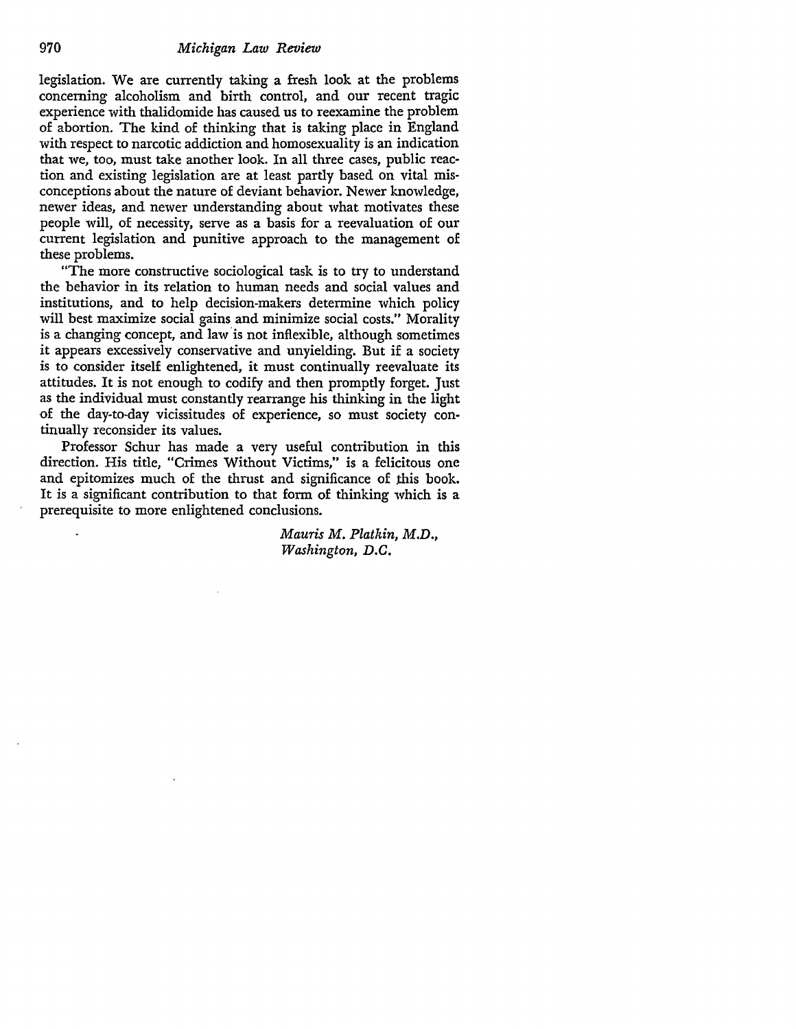legislation. We are currently taking a fresh look at the problems concerning alcoholism and birth control, and our recent tragic experience with thalidomide has caused us to reexamine the problem of abortion. The kind of thinking that is taking place in England with respect to narcotic addiction and homosexuality is an indication that we, too, must take another look. In all three cases, public reaction and existing legislation are at least partly based on vital misconceptions about the nature of deviant behavior. Newer knowledge, newer ideas, and newer understanding about what motivates these people will, of necessity, serve as a basis for a reevaluation of our current legislation and punitive approach to the management of these problems.

"The more constructive sociological task is to try to understand the behavior in its relation to human needs and social values and institutions, and to help decision-makers determine which policy will best maximize social gains and minimize social costs." Morality is a changing concept, and law is not inflexible, although sometimes it appears excessively conservative and unyielding. But if a society is to consider itself enlightened, it must continually reevaluate its attitudes. It is not enough to codify and then promptly forget. Just as the individual must constantly rearrange his thinking in the light of the day-to-day vicissitudes of experience, so must society continually reconsider its values.

Professor Schur has made a very useful contribution in this direction. His title, "Crimes Without Victims," is a felicitous one and epitomizes much of the thrust and significance of this book. It is a significant contribution to that form of thinking which is a prerequisite to more enlightened conclusions.

*Mauris M. Platkin, M.D.,*
*Washington, D.C.*